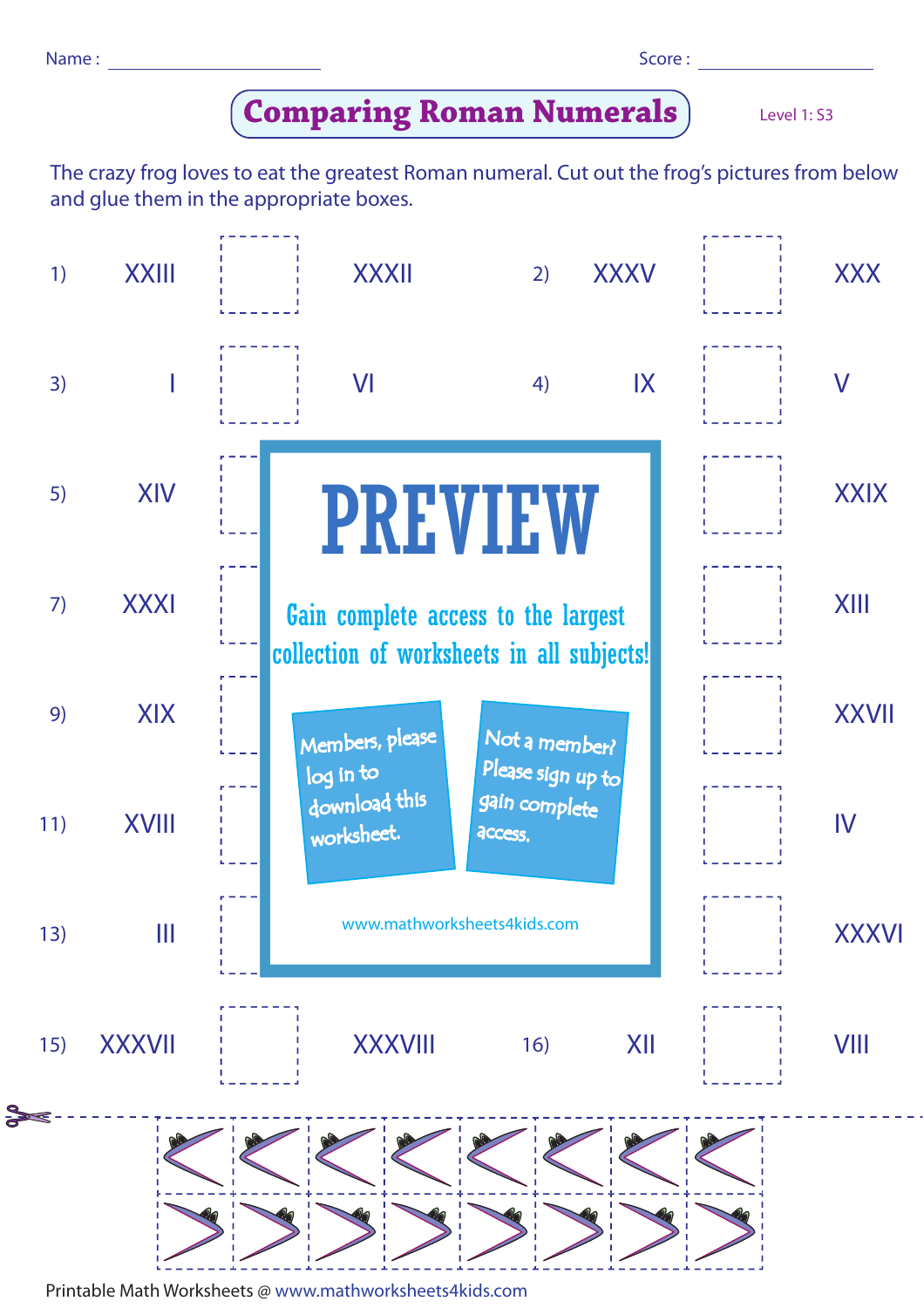Name : ____________________ Score : ____________________

# Comparing Roman Numerals

Level 1: S3

The crazy frog loves to eat the greatest Roman numeral. Cut out the frog's pictures from below and glue them in the appropriate boxes.

| | | | | | | | |
|---|---|---|---|---|---|---|---|
| 1) | XXIII | ☐ | XXXII | 2) | XXXV | ☐ | XXX |
| 3) | I | ☐ | VI | 4) | IX | ☐ | V |
| 5) | XIV | ☐ | | | | ☐ | XXIX |
| 7) | XXXI | ☐ | | | | ☐ | XIII |
| 9) | XIX | ☐ | | | | ☐ | XXVII |
| 11) | XVIII | ☐ | | | | ☐ | IV |
| 13) | III | ☐ | | | | ☐ | XXXVI |
| 15) | XXXVII | ☐ | XXXVIII | 16) | XII | ☐ | VIII |

**PREVIEW**

Gain complete access to the largest collection of worksheets in all subjects!

Members, please log in to download this worksheet.

Not a member? Please sign up to gain complete access.

www.mathworksheets4kids.com

Printable Math Worksheets @ www.mathworksheets4kids.com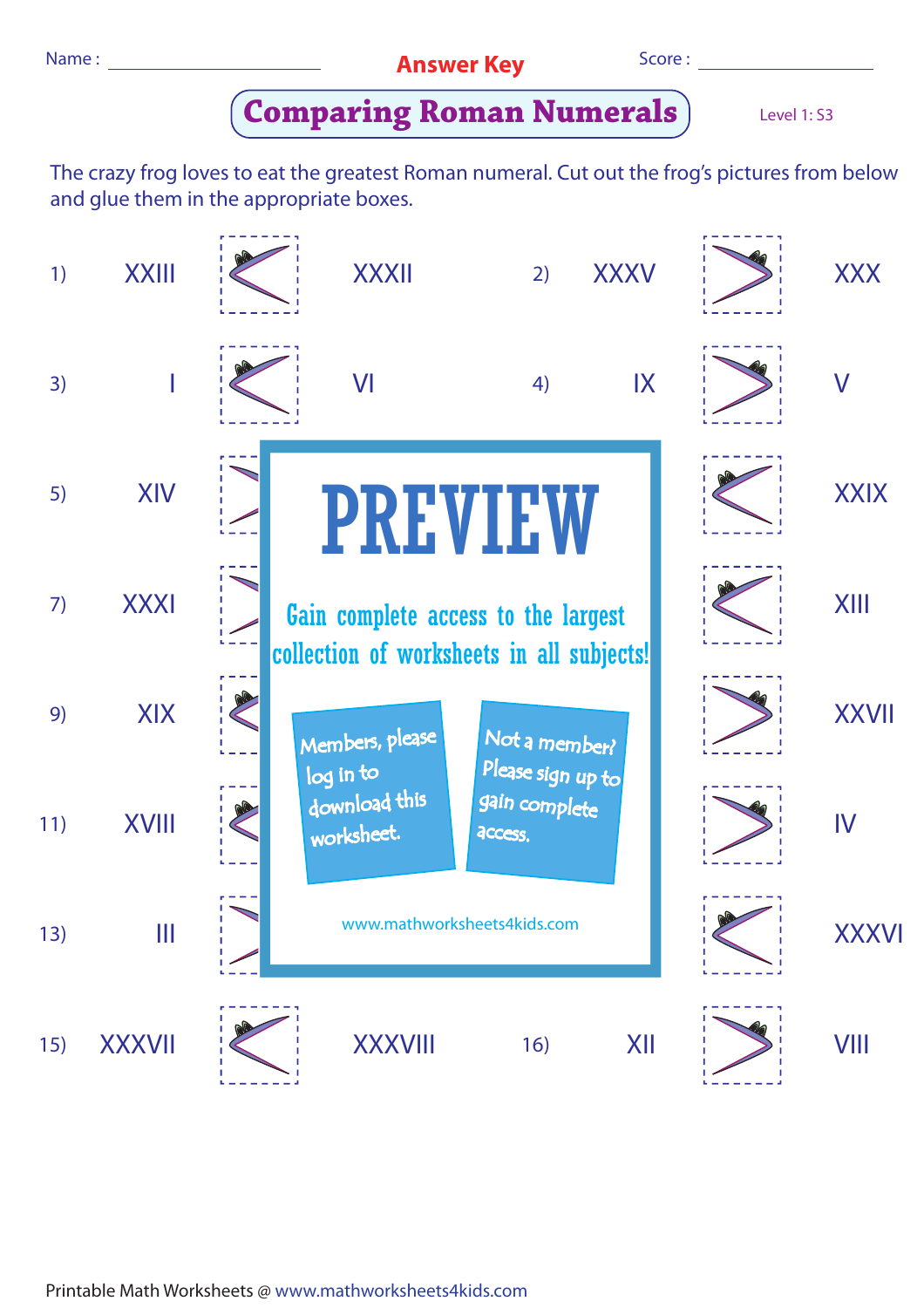Name : ____________ **Answer Key** Score : ____________

# Comparing Roman Numerals

Level 1: S3

The crazy frog loves to eat the greatest Roman numeral. Cut out the frog's pictures from below and glue them in the appropriate boxes.

| | | | | | | | |
|---|---|---|---|---|---|---|---|
| 1) | XXIII | < | XXXII | 2) | XXXV | > | XXX |
| 3) | I | < | VI | 4) | IX | > | V |
| 5) | XIV | | | | | < | XXIX |
| 7) | XXXI | | | | | < | XIII |
| 9) | XIX | | | | | > | XXVII |
| 11) | XVIII | | | | | > | IV |
| 13) | III | | | | | < | XXXVI |
| 15) | XXXVII | < | XXXVIII | 16) | XII | > | VIII |

**PREVIEW**

Gain complete access to the largest collection of worksheets in all subjects!

Members, please log in to download this worksheet.

Not a member? Please sign up to gain complete access.

www.mathworksheets4kids.com

Printable Math Worksheets @ www.mathworksheets4kids.com